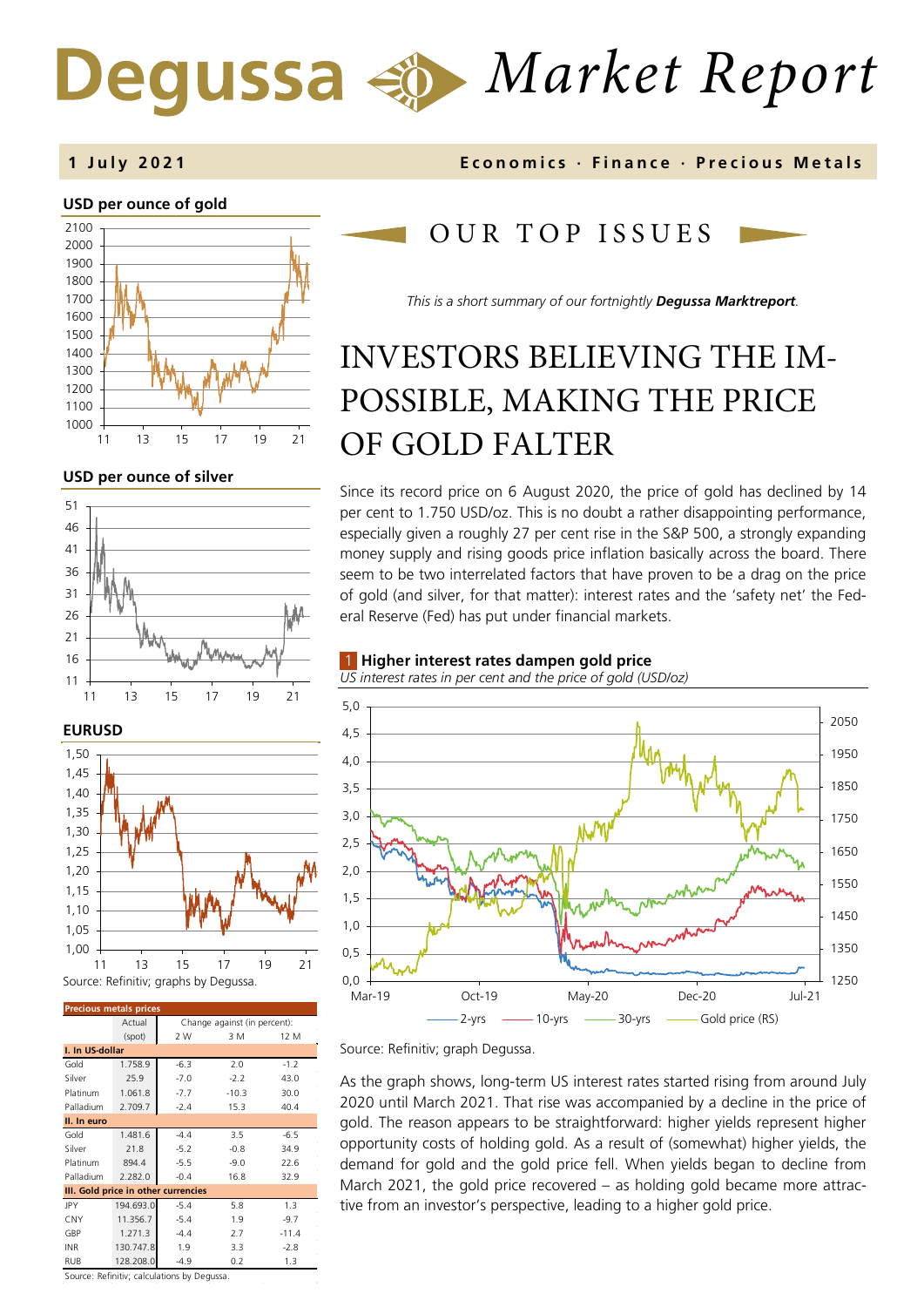# Degussa Market Report

**1 July 2021** — Economics · Finance · Precious Metals

**USD per ounce of gold**

**USD per ounce of silver**

**EURUSD**

Source: Refinitiv; graphs by Degussa.

| Precious metals prices | Actual (spot) | Change against (in percent): 2 W | 3 M | 12 M |
|---|---|---|---|---|
| **I. In US-dollar** | | | | |
| Gold | 1.758.9 | -6.3 | 2.0 | -1.2 |
| Silver | 25.9 | -7.0 | -2.2 | 43.0 |
| Platinum | 1.061.8 | -7.7 | -10.3 | 30.0 |
| Palladium | 2.709.7 | -2.4 | 15.3 | 40.4 |
| **II. In euro** | | | | |
| Gold | 1.481.6 | -4.4 | 3.5 | -6.5 |
| Silver | 21.8 | -5.2 | -0.8 | 34.9 |
| Platinum | 894.4 | -5.5 | -9.0 | 22.6 |
| Palladium | 2.282.0 | -0.4 | 16.8 | 32.9 |
| **III. Gold price in other currencies** | | | | |
| JPY | 194.693.0 | -5.4 | 5.8 | 1.3 |
| CNY | 11.356.7 | -5.4 | 1.9 | -9.7 |
| GBP | 1.271.3 | -4.4 | 2.7 | -11.4 |
| INR | 130.747.8 | 1.9 | 3.3 | -2.8 |
| RUB | 128.208.0 | -4.9 | 0.2 | 1.3 |

Source: Refinitiv; calculations by Degussa.

## OUR TOP ISSUES

*This is a short summary of our fortnightly **Degussa Marktreport**.*

# INVESTORS BELIEVING THE IMPOSSIBLE, MAKING THE PRICE OF GOLD FALTER

Since its record price on 6 August 2020, the price of gold has declined by 14 per cent to 1.750 USD/oz. This is no doubt a rather disappointing performance, especially given a roughly 27 per cent rise in the S&P 500, a strongly expanding money supply and rising goods price inflation basically across the board. There seem to be two interrelated factors that have proven to be a drag on the price of gold (and silver, for that matter): interest rates and the 'safety net' the Federal Reserve (Fed) has put under financial markets.

**1 Higher interest rates dampen gold price**

*US interest rates in per cent and the price of gold (USD/oz)*

Source: Refinitiv; graph Degussa.

As the graph shows, long-term US interest rates started rising from around July 2020 until March 2021. That rise was accompanied by a decline in the price of gold. The reason appears to be straightforward: higher yields represent higher opportunity costs of holding gold. As a result of (somewhat) higher yields, the demand for gold and the gold price fell. When yields began to decline from March 2021, the gold price recovered – as holding gold became more attractive from an investor's perspective, leading to a higher gold price.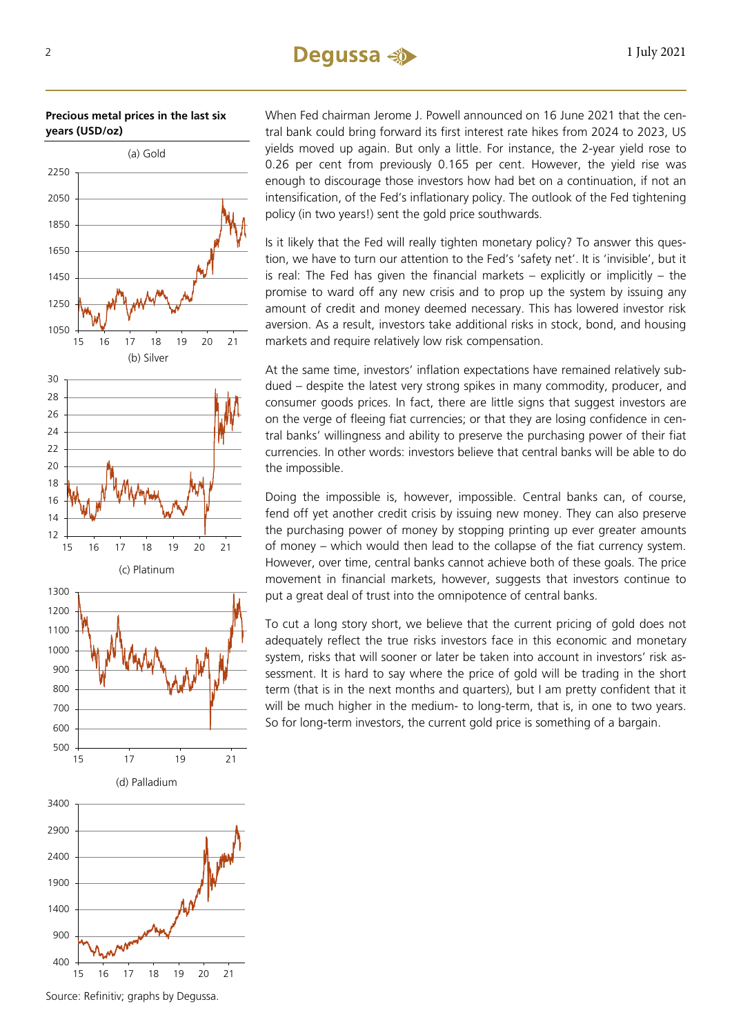**Precious metal prices in the last six years (USD/oz)**

(a) Gold

(b) Silver

(c) Platinum

(d) Palladium

Source: Refinitiv; graphs by Degussa.

When Fed chairman Jerome J. Powell announced on 16 June 2021 that the central bank could bring forward its first interest rate hikes from 2024 to 2023, US yields moved up again. But only a little. For instance, the 2-year yield rose to 0.26 per cent from previously 0.165 per cent. However, the yield rise was enough to discourage those investors how had bet on a continuation, if not an intensification, of the Fed's inflationary policy. The outlook of the Fed tightening policy (in two years!) sent the gold price southwards.

Is it likely that the Fed will really tighten monetary policy? To answer this question, we have to turn our attention to the Fed's 'safety net'. It is 'invisible', but it is real: The Fed has given the financial markets – explicitly or implicitly – the promise to ward off any new crisis and to prop up the system by issuing any amount of credit and money deemed necessary. This has lowered investor risk aversion. As a result, investors take additional risks in stock, bond, and housing markets and require relatively low risk compensation.

At the same time, investors' inflation expectations have remained relatively subdued – despite the latest very strong spikes in many commodity, producer, and consumer goods prices. In fact, there are little signs that suggest investors are on the verge of fleeing fiat currencies; or that they are losing confidence in central banks' willingness and ability to preserve the purchasing power of their fiat currencies. In other words: investors believe that central banks will be able to do the impossible.

Doing the impossible is, however, impossible. Central banks can, of course, fend off yet another credit crisis by issuing new money. They can also preserve the purchasing power of money by stopping printing up ever greater amounts of money – which would then lead to the collapse of the fiat currency system. However, over time, central banks cannot achieve both of these goals. The price movement in financial markets, however, suggests that investors continue to put a great deal of trust into the omnipotence of central banks.

To cut a long story short, we believe that the current pricing of gold does not adequately reflect the true risks investors face in this economic and monetary system, risks that will sooner or later be taken into account in investors' risk assessment. It is hard to say where the price of gold will be trading in the short term (that is in the next months and quarters), but I am pretty confident that it will be much higher in the medium- to long-term, that is, in one to two years. So for long-term investors, the current gold price is something of a bargain.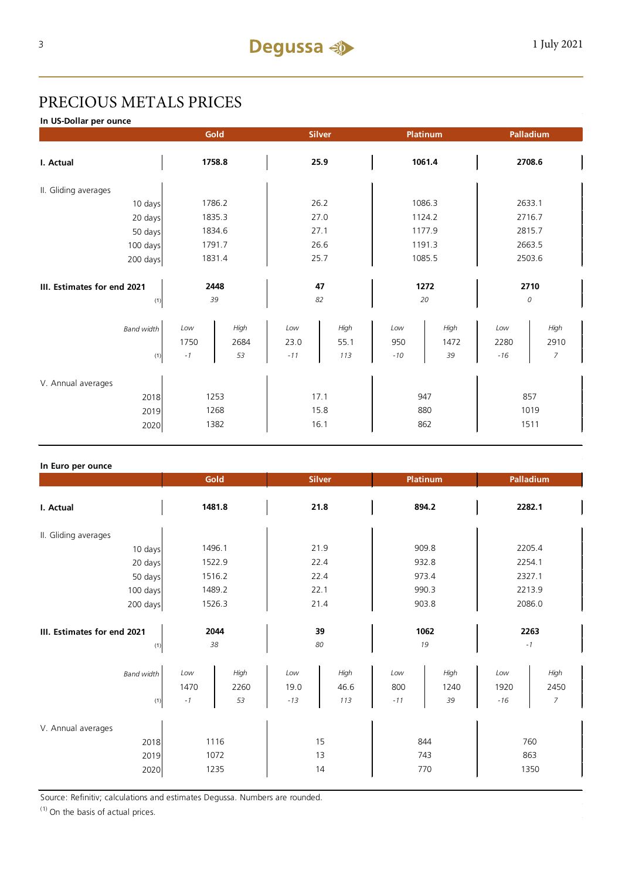# PRECIOUS METALS PRICES

**In US-Dollar per ounce**

| | Gold | | Silver | | Platinum | | Palladium | |
|---|---|---|---|---|---|---|---|---|
| **I. Actual** | **1758.8** | | **25.9** | | **1061.4** | | **2708.6** | |
| II. Gliding averages | | | | | | | | |
| 10 days | 1786.2 | | 26.2 | | 1086.3 | | 2633.1 | |
| 20 days | 1835.3 | | 27.0 | | 1124.2 | | 2716.7 | |
| 50 days | 1834.6 | | 27.1 | | 1177.9 | | 2815.7 | |
| 100 days | 1791.7 | | 26.6 | | 1191.3 | | 2663.5 | |
| 200 days | 1831.4 | | 25.7 | | 1085.5 | | 2503.6 | |
| **III. Estimates for end 2021** | **2448** | | **47** | | **1272** | | **2710** | |
| (1) | *39* | | *82* | | *20* | | *0* | |
| *Band width* | *Low* | *High* | *Low* | *High* | *Low* | *High* | *Low* | *High* |
| | 1750 | 2684 | 23.0 | 55.1 | 950 | 1472 | 2280 | 2910 |
| (1) | *-1* | *53* | *-11* | *113* | *-10* | *39* | *-16* | *7* |
| V. Annual averages | | | | | | | | |
| 2018 | 1253 | | 17.1 | | 947 | | 857 | |
| 2019 | 1268 | | 15.8 | | 880 | | 1019 | |
| 2020 | 1382 | | 16.1 | | 862 | | 1511 | |

**In Euro per ounce**

| | Gold | | Silver | | Platinum | | Palladium | |
|---|---|---|---|---|---|---|---|---|
| **I. Actual** | **1481.8** | | **21.8** | | **894.2** | | **2282.1** | |
| II. Gliding averages | | | | | | | | |
| 10 days | 1496.1 | | 21.9 | | 909.8 | | 2205.4 | |
| 20 days | 1522.9 | | 22.4 | | 932.8 | | 2254.1 | |
| 50 days | 1516.2 | | 22.4 | | 973.4 | | 2327.1 | |
| 100 days | 1489.2 | | 22.1 | | 990.3 | | 2213.9 | |
| 200 days | 1526.3 | | 21.4 | | 903.8 | | 2086.0 | |
| **III. Estimates for end 2021** | **2044** | | **39** | | **1062** | | **2263** | |
| (1) | *38* | | *80* | | *19* | | *-1* | |
| *Band width* | *Low* | *High* | *Low* | *High* | *Low* | *High* | *Low* | *High* |
| | 1470 | 2260 | 19.0 | 46.6 | 800 | 1240 | 1920 | 2450 |
| (1) | *-1* | *53* | *-13* | *113* | *-11* | *39* | *-16* | *7* |
| V. Annual averages | | | | | | | | |
| 2018 | 1116 | | 15 | | 844 | | 760 | |
| 2019 | 1072 | | 13 | | 743 | | 863 | |
| 2020 | 1235 | | 14 | | 770 | | 1350 | |

Source: Refinitiv; calculations and estimates Degussa. Numbers are rounded.

(1) On the basis of actual prices.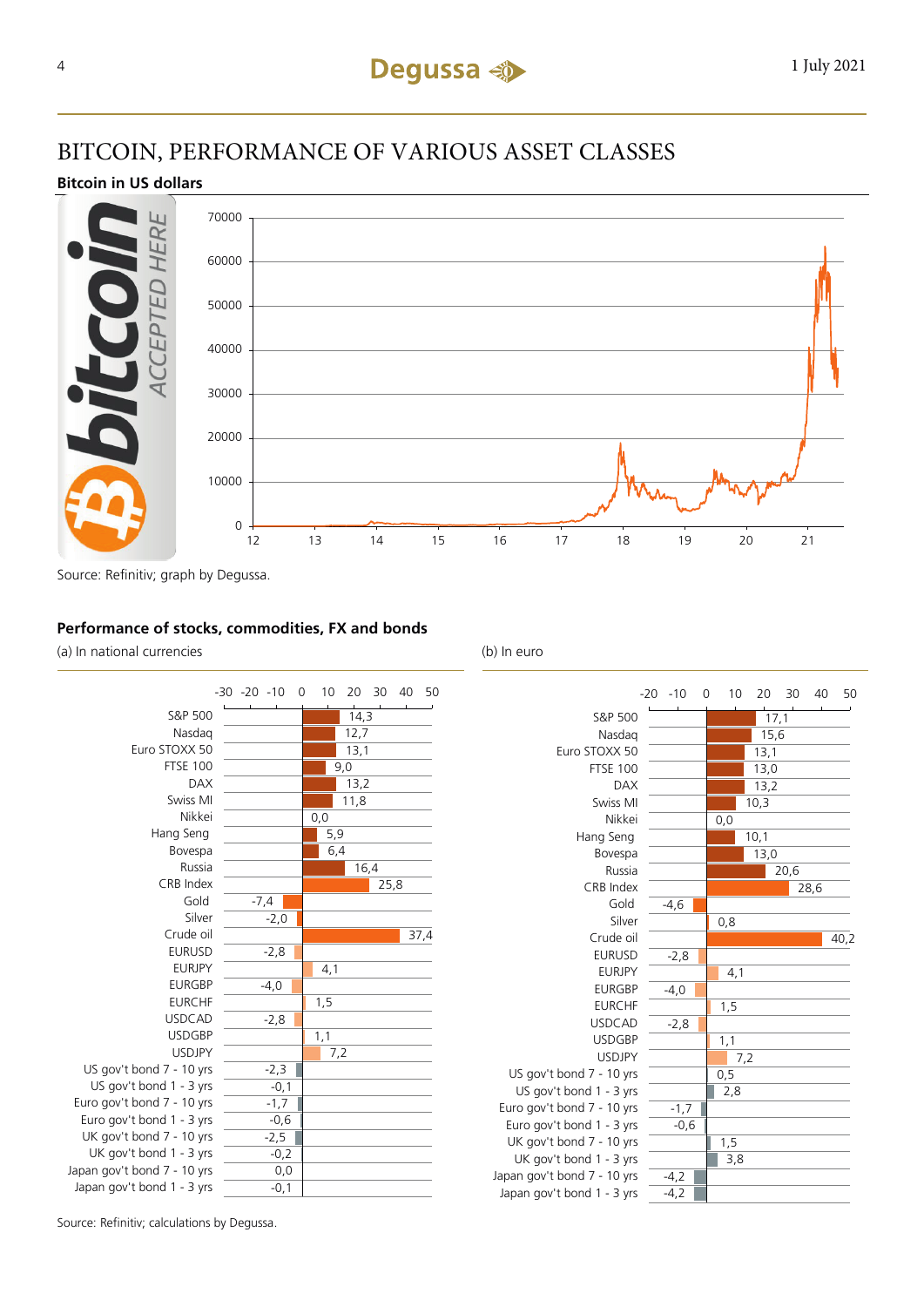# BITCOIN, PERFORMANCE OF VARIOUS ASSET CLASSES

**Bitcoin in US dollars**

Source: Refinitiv; graph by Degussa.

**Performance of stocks, commodities, FX and bonds**

| | (a) In national currencies | (b) In euro |
|---|---|---|
| S&P 500 | 14,3 | 17,1 |
| Nasdaq | 12,7 | 15,6 |
| Euro STOXX 50 | 13,1 | 13,1 |
| FTSE 100 | 9,0 | 13,0 |
| DAX | 13,2 | 13,2 |
| Swiss MI | 11,8 | 10,3 |
| Nikkei | 0,0 | 0,0 |
| Hang Seng | 5,9 | 10,1 |
| Bovespa | 6,4 | 13,0 |
| Russia | 16,4 | 20,6 |
| CRB Index | 25,8 | 28,6 |
| Gold | -7,4 | -4,6 |
| Silver | -2,0 | 0,8 |
| Crude oil | 37,4 | 40,2 |
| EURUSD | -2,8 | -2,8 |
| EURJPY | 4,1 | 4,1 |
| EURGBP | -4,0 | -4,0 |
| EURCHF | 1,5 | 1,5 |
| USDCAD | -2,8 | -2,8 |
| USDGBP | 1,1 | 1,1 |
| USDJPY | 7,2 | 7,2 |
| US gov't bond 7 - 10 yrs | -2,3 | 0,5 |
| US gov't bond 1 - 3 yrs | -0,1 | 2,8 |
| Euro gov't bond 7 - 10 yrs | -1,7 | -1,7 |
| Euro gov't bond 1 - 3 yrs | -0,6 | -0,6 |
| UK gov't bond 7 - 10 yrs | -2,5 | 1,5 |
| UK gov't bond 1 - 3 yrs | -0,2 | 3,8 |
| Japan gov't bond 7 - 10 yrs | 0,0 | -4,2 |
| Japan gov't bond 1 - 3 yrs | -0,1 | -4,2 |

Source: Refinitiv; calculations by Degussa.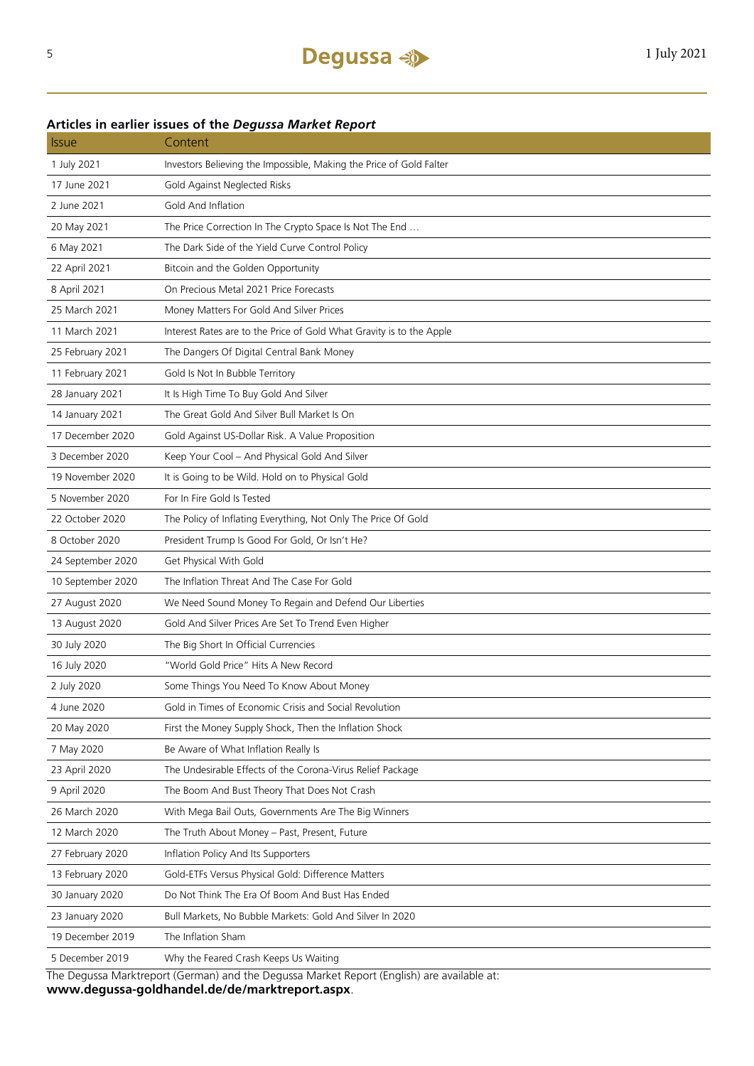## Articles in earlier issues of the *Degussa Market Report*

| Issue | Content |
|---|---|
| 1 July 2021 | Investors Believing the Impossible, Making the Price of Gold Falter |
| 17 June 2021 | Gold Against Neglected Risks |
| 2 June 2021 | Gold And Inflation |
| 20 May 2021 | The Price Correction In The Crypto Space Is Not The End … |
| 6 May 2021 | The Dark Side of the Yield Curve Control Policy |
| 22 April 2021 | Bitcoin and the Golden Opportunity |
| 8 April 2021 | On Precious Metal 2021 Price Forecasts |
| 25 March 2021 | Money Matters For Gold And Silver Prices |
| 11 March 2021 | Interest Rates are to the Price of Gold What Gravity is to the Apple |
| 25 February 2021 | The Dangers Of Digital Central Bank Money |
| 11 February 2021 | Gold Is Not In Bubble Territory |
| 28 January 2021 | It Is High Time To Buy Gold And Silver |
| 14 January 2021 | The Great Gold And Silver Bull Market Is On |
| 17 December 2020 | Gold Against US-Dollar Risk. A Value Proposition |
| 3 December 2020 | Keep Your Cool – And Physical Gold And Silver |
| 19 November 2020 | It is Going to be Wild. Hold on to Physical Gold |
| 5 November 2020 | For In Fire Gold Is Tested |
| 22 October 2020 | The Policy of Inflating Everything, Not Only The Price Of Gold |
| 8 October 2020 | President Trump Is Good For Gold, Or Isn't He? |
| 24 September 2020 | Get Physical With Gold |
| 10 September 2020 | The Inflation Threat And The Case For Gold |
| 27 August 2020 | We Need Sound Money To Regain and Defend Our Liberties |
| 13 August 2020 | Gold And Silver Prices Are Set To Trend Even Higher |
| 30 July 2020 | The Big Short In Official Currencies |
| 16 July 2020 | "World Gold Price" Hits A New Record |
| 2 July 2020 | Some Things You Need To Know About Money |
| 4 June 2020 | Gold in Times of Economic Crisis and Social Revolution |
| 20 May 2020 | First the Money Supply Shock, Then the Inflation Shock |
| 7 May 2020 | Be Aware of What Inflation Really Is |
| 23 April 2020 | The Undesirable Effects of the Corona-Virus Relief Package |
| 9 April 2020 | The Boom And Bust Theory That Does Not Crash |
| 26 March 2020 | With Mega Bail Outs, Governments Are The Big Winners |
| 12 March 2020 | The Truth About Money – Past, Present, Future |
| 27 February 2020 | Inflation Policy And Its Supporters |
| 13 February 2020 | Gold-ETFs Versus Physical Gold: Difference Matters |
| 30 January 2020 | Do Not Think The Era Of Boom And Bust Has Ended |
| 23 January 2020 | Bull Markets, No Bubble Markets: Gold And Silver In 2020 |
| 19 December 2019 | The Inflation Sham |
| 5 December 2019 | Why the Feared Crash Keeps Us Waiting |

The Degussa Marktreport (German) and the Degussa Market Report (English) are available at:
**www.degussa-goldhandel.de/de/marktreport.aspx**.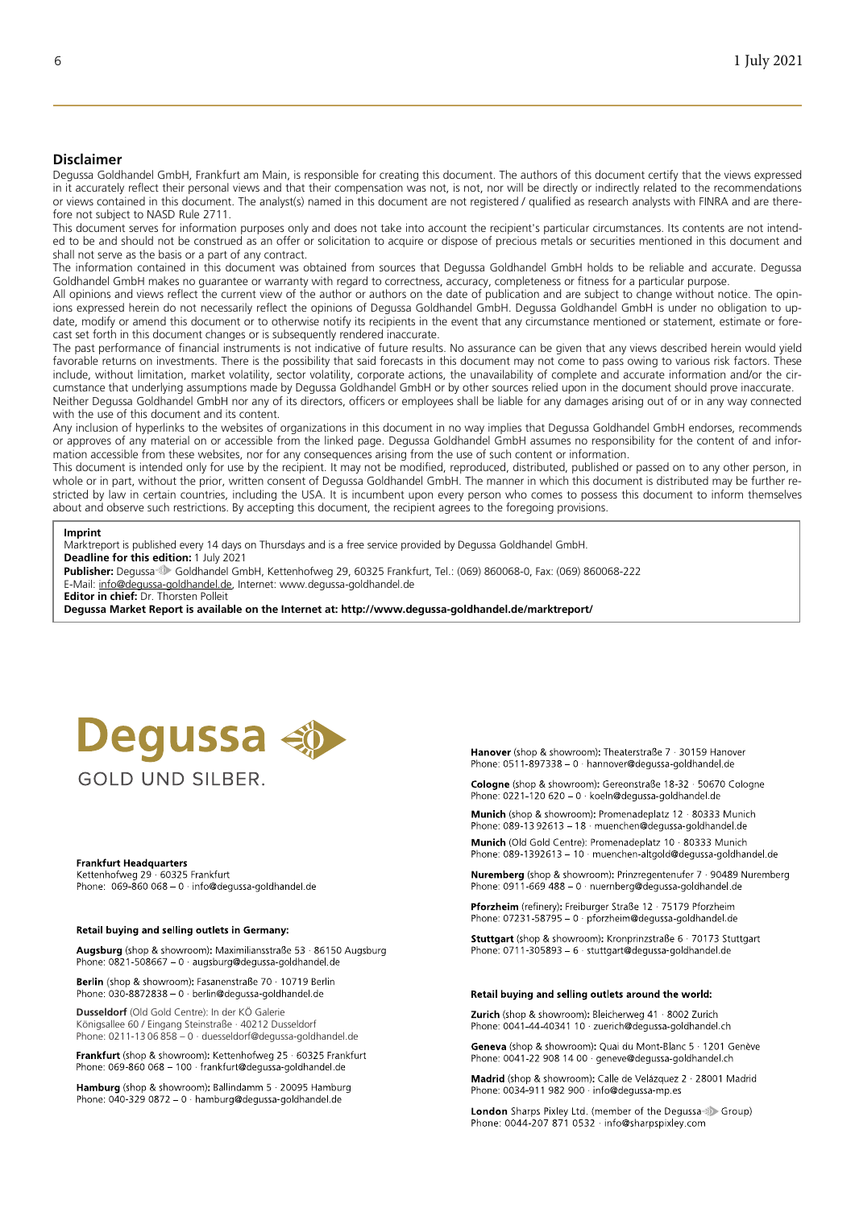## Disclaimer

Degussa Goldhandel GmbH, Frankfurt am Main, is responsible for creating this document. The authors of this document certify that the views expressed in it accurately reflect their personal views and that their compensation was not, is not, nor will be directly or indirectly related to the recommendations or views contained in this document. The analyst(s) named in this document are not registered / qualified as research analysts with FINRA and are therefore not subject to NASD Rule 2711.

This document serves for information purposes only and does not take into account the recipient's particular circumstances. Its contents are not intended to be and should not be construed as an offer or solicitation to acquire or dispose of precious metals or securities mentioned in this document and shall not serve as the basis or a part of any contract.

The information contained in this document was obtained from sources that Degussa Goldhandel GmbH holds to be reliable and accurate. Degussa Goldhandel GmbH makes no guarantee or warranty with regard to correctness, accuracy, completeness or fitness for a particular purpose.

All opinions and views reflect the current view of the author or authors on the date of publication and are subject to change without notice. The opinions expressed herein do not necessarily reflect the opinions of Degussa Goldhandel GmbH. Degussa Goldhandel GmbH is under no obligation to update, modify or amend this document or to otherwise notify its recipients in the event that any circumstance mentioned or statement, estimate or forecast set forth in this document changes or is subsequently rendered inaccurate.

The past performance of financial instruments is not indicative of future results. No assurance can be given that any views described herein would yield favorable returns on investments. There is the possibility that said forecasts in this document may not come to pass owing to various risk factors. These include, without limitation, market volatility, sector volatility, corporate actions, the unavailability of complete and accurate information and/or the circumstance that underlying assumptions made by Degussa Goldhandel GmbH or by other sources relied upon in the document should prove inaccurate.

Neither Degussa Goldhandel GmbH nor any of its directors, officers or employees shall be liable for any damages arising out of or in any way connected with the use of this document and its content.

Any inclusion of hyperlinks to the websites of organizations in this document in no way implies that Degussa Goldhandel GmbH endorses, recommends or approves of any material on or accessible from the linked page. Degussa Goldhandel GmbH assumes no responsibility for the content of and information accessible from these websites, nor for any consequences arising from the use of such content or information.

This document is intended only for use by the recipient. It may not be modified, reproduced, distributed, published or passed on to any other person, in whole or in part, without the prior, written consent of Degussa Goldhandel GmbH. The manner in which this document is distributed may be further restricted by law in certain countries, including the USA. It is incumbent upon every person who comes to possess this document to inform themselves about and observe such restrictions. By accepting this document, the recipient agrees to the foregoing provisions.

**Imprint**

Marktreport is published every 14 days on Thursdays and is a free service provided by Degussa Goldhandel GmbH.
**Deadline for this edition:** 1 July 2021
**Publisher:** Degussa Goldhandel GmbH, Kettenhofweg 29, 60325 Frankfurt, Tel.: (069) 860068-0, Fax: (069) 860068-222
E-Mail: info@degussa-goldhandel.de, Internet: www.degussa-goldhandel.de
**Editor in chief:** Dr. Thorsten Polleit
**Degussa Market Report is available on the Internet at: http://www.degussa-goldhandel.de/marktreport/**

Degussa
GOLD UND SILBER.

**Frankfurt Headquarters**
Kettenhofweg 29 · 60325 Frankfurt
Phone: 069-860 068 – 0 · info@degussa-goldhandel.de

**Retail buying and selling outlets in Germany:**

**Augsburg** (shop & showroom): Maximiliansstraße 53 · 86150 Augsburg
Phone: 0821-508667 – 0 · augsburg@degussa-goldhandel.de

**Berlin** (shop & showroom): Fasanenstraße 70 · 10719 Berlin
Phone: 030-8872838 – 0 · berlin@degussa-goldhandel.de

**Dusseldorf** (Old Gold Centre): In der KÖ Galerie
Königsallee 60 / Eingang Steinstraße · 40212 Dusseldorf
Phone: 0211-13 06 858 – 0 · duesseldorf@degussa-goldhandel.de

**Frankfurt** (shop & showroom): Kettenhofweg 25 · 60325 Frankfurt
Phone: 069-860 068 – 100 · frankfurt@degussa-goldhandel.de

**Hamburg** (shop & showroom): Ballindamm 5 · 20095 Hamburg
Phone: 040-329 0872 – 0 · hamburg@degussa-goldhandel.de

**Hanover** (shop & showroom): Theaterstraße 7 · 30159 Hanover
Phone: 0511-897338 – 0 · hannover@degussa-goldhandel.de

**Cologne** (shop & showroom): Gereonstraße 18-32 · 50670 Cologne
Phone: 0221-120 620 – 0 · koeln@degussa-goldhandel.de

**Munich** (shop & showroom): Promenadeplatz 12 · 80333 Munich
Phone: 089-13 92613 – 18 · muenchen@degussa-goldhandel.de

**Munich** (Old Gold Centre): Promenadeplatz 10 · 80333 Munich
Phone: 089-1392613 – 10 · muenchen-altgold@degussa-goldhandel.de

**Nuremberg** (shop & showroom): Prinzregentenufer 7 · 90489 Nuremberg
Phone: 0911-669 488 – 0 · nuernberg@degussa-goldhandel.de

**Pforzheim** (refinery): Freiburger Straße 12 · 75179 Pforzheim
Phone: 07231-58795 – 0 · pforzheim@degussa-goldhandel.de

**Stuttgart** (shop & showroom): Kronprinzstraße 6 · 70173 Stuttgart
Phone: 0711-305893 – 6 · stuttgart@degussa-goldhandel.de

**Retail buying and selling outlets around the world:**

**Zurich** (shop & showroom): Bleicherweg 41 · 8002 Zurich
Phone: 0041-44-40341 10 · zuerich@degussa-goldhandel.ch

**Geneva** (shop & showroom): Quai du Mont-Blanc 5 · 1201 Genève
Phone: 0041-22 908 14 00 · geneve@degussa-goldhandel.ch

**Madrid** (shop & showroom): Calle de Velázquez 2 · 28001 Madrid
Phone: 0034-911 982 900 · info@degussa-mp.es

**London** Sharps Pixley Ltd. (member of the Degussa Group)
Phone: 0044-207 871 0532 · info@sharpspixley.com